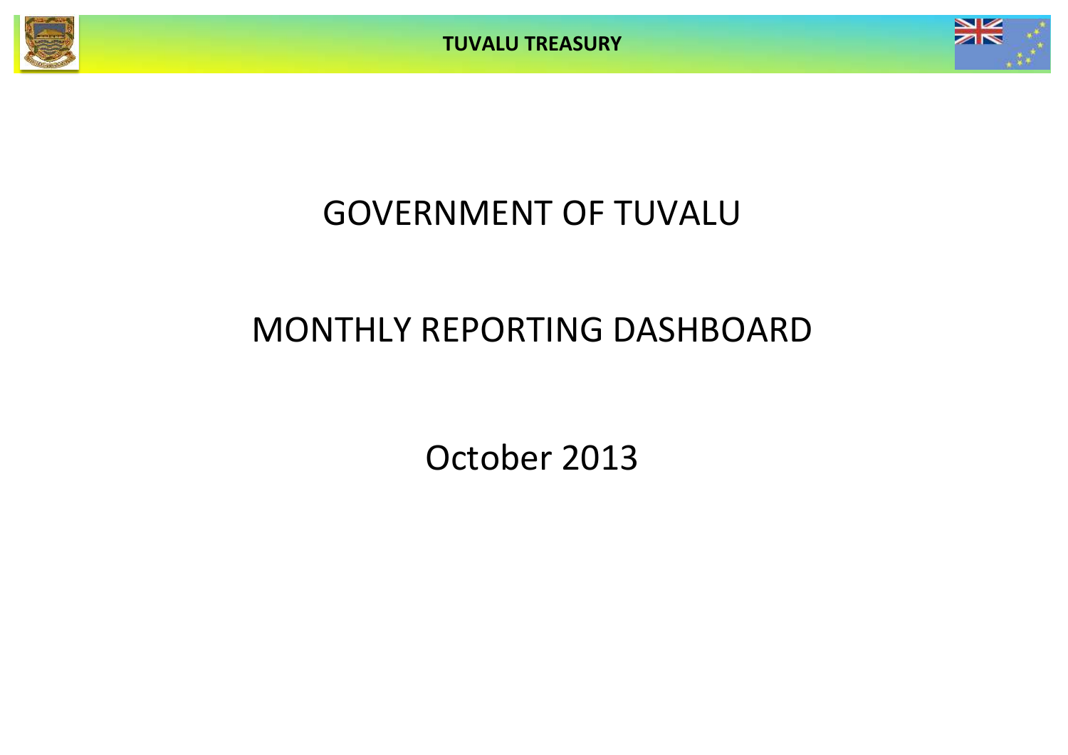TUVALU TREASURY

# GOVERNMENT OF TUVALU

# MONTHLY REPORTING DASHBOARD

## October 2013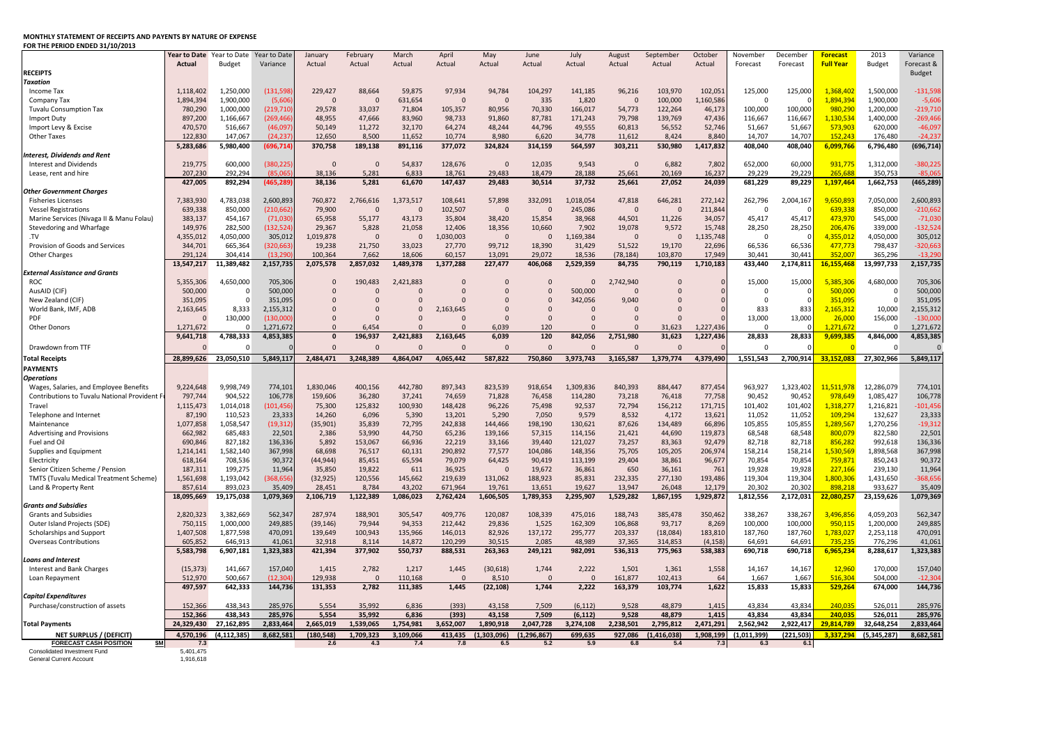**MONTHLY STATEMENT OF RECEIPTS AND PAYENTS BY NATURE OF EXPENSE**

**FOR THE PERIOD ENDED 31/10/2013**

| | Year to Date Actual | Year to Date Budget | Year to Date Variance | January Actual | February Actual | March Actual | April Actual | May Actual | June Actual | July Actual | August Actual | September Actual | October Actual | November Forecast | December Forecast | Forecast Full Year | 2013 Budget | Variance Forecast & Budget |
|---|---|---|---|---|---|---|---|---|---|---|---|---|---|---|---|---|---|---|
| **RECEIPTS** | | | | | | | | | | | | | | | | | | |
| ***Taxation*** | | | | | | | | | | | | | | | | | | |
| Income Tax | 1,118,402 | 1,250,000 | (131,598) | 229,427 | 88,664 | 59,875 | 97,934 | 94,784 | 104,297 | 141,185 | 96,216 | 103,970 | 102,051 | 125,000 | 125,000 | 1,368,402 | 1,500,000 | -131,598 |
| Company Tax | 1,894,394 | 1,900,000 | (5,606) | 0 | 0 | 631,654 | 0 | 0 | 335 | 1,820 | 0 | 100,000 | 1,160,586 | 0 | 0 | 1,894,394 | 1,900,000 | -5,606 |
| Tuvalu Consumption Tax | 780,290 | 1,000,000 | (219,710) | 29,578 | 33,037 | 71,804 | 105,357 | 80,956 | 70,330 | 166,017 | 54,773 | 122,264 | 46,173 | 100,000 | 100,000 | 980,290 | 1,200,000 | -219,710 |
| Import Duty | 897,200 | 1,166,667 | (269,466) | 48,955 | 47,666 | 83,960 | 98,733 | 91,860 | 87,781 | 171,243 | 79,798 | 139,769 | 47,436 | 116,667 | 116,667 | 1,130,534 | 1,400,000 | -269,466 |
| Import Levy & Excise | 470,570 | 516,667 | (46,097) | 50,149 | 11,272 | 32,170 | 64,274 | 48,244 | 44,796 | 49,555 | 60,813 | 56,552 | 52,746 | 51,667 | 51,667 | 573,903 | 620,000 | -46,097 |
| Other Taxes | 122,830 | 147,067 | (24,237) | 12,650 | 8,500 | 11,652 | 10,774 | 8,980 | 6,620 | 34,778 | 11,612 | 8,424 | 8,840 | 14,707 | 14,707 | 152,243 | 176,480 | -24,237 |
| | 5,283,686 | 5,980,400 | (696,714) | 370,758 | 189,138 | 891,116 | 377,072 | 324,824 | 314,159 | 564,597 | 303,211 | 530,980 | 1,417,832 | 408,040 | 408,040 | 6,099,766 | 6,796,480 | (696,714) |
| ***Interest, Dividends and Rent*** | | | | | | | | | | | | | | | | | | |
| Interest and Dividends | 219,775 | 600,000 | (380,225) | 0 | 0 | 54,837 | 128,676 | 0 | 12,035 | 9,543 | 0 | 6,882 | 7,802 | 652,000 | 60,000 | 931,775 | 1,312,000 | -380,225 |
| Lease, rent and hire | 207,230 | 292,294 | (85,065) | 38,136 | 5,281 | 6,833 | 18,761 | 29,483 | 18,479 | 28,188 | 25,661 | 20,169 | 16,237 | 29,229 | 29,229 | 265,688 | 350,753 | -85,065 |
| | 427,005 | 892,294 | (465,289) | 38,136 | 5,281 | 61,670 | 147,437 | 29,483 | 30,514 | 37,732 | 25,661 | 27,052 | 24,039 | 681,229 | 89,229 | 1,197,464 | 1,662,753 | (465,289) |
| ***Other Government Charges*** | | | | | | | | | | | | | | | | | | |
| Fisheries Licenses | 7,383,930 | 4,783,038 | 2,600,893 | 760,872 | 2,766,616 | 1,373,517 | 108,641 | 57,898 | 332,091 | 1,018,054 | 47,818 | 646,281 | 272,142 | 262,796 | 2,004,167 | 9,650,893 | 7,050,000 | 2,600,893 |
| Vessel Registrations | 639,338 | 850,000 | (210,662) | 79,900 | 0 | 0 | 102,507 | 0 | 0 | 245,086 | 0 | 0 | 211,844 | 0 | 0 | 639,338 | 850,000 | -210,662 |
| Marine Services (Nivaga II & Manu Folau) | 383,137 | 454,167 | (71,030) | 65,958 | 55,177 | 43,173 | 35,804 | 38,420 | 15,854 | 38,968 | 44,501 | 11,226 | 34,057 | 45,417 | 45,417 | 473,970 | 545,000 | -71,030 |
| Stevedoring and Wharfage | 149,976 | 282,500 | (132,524) | 29,367 | 5,828 | 21,058 | 12,406 | 18,356 | 10,660 | 7,902 | 19,078 | 9,572 | 15,748 | 28,250 | 28,250 | 206,476 | 339,000 | -132,524 |
| .TV | 4,355,012 | 4,050,000 | 305,012 | 1,019,878 | 0 | 0 | 1,030,003 | 0 | 0 | 1,169,384 | 0 | 0 | 1,135,748 | 0 | 0 | 4,355,012 | 4,050,000 | 305,012 |
| Provision of Goods and Services | 344,701 | 665,364 | (320,663) | 19,238 | 21,750 | 33,023 | 27,770 | 99,712 | 18,390 | 31,429 | 51,522 | 19,170 | 22,696 | 66,536 | 66,536 | 477,773 | 798,437 | -320,663 |
| Other Charges | 291,124 | 304,414 | (13,290) | 100,364 | 7,662 | 18,606 | 60,157 | 13,091 | 29,072 | 18,536 | (78,184) | 103,870 | 17,949 | 30,441 | 30,441 | 352,007 | 365,296 | -13,290 |
| | 13,547,217 | 11,389,482 | 2,157,735 | 2,075,578 | 2,857,032 | 1,489,378 | 1,377,288 | 227,477 | 406,068 | 2,529,359 | 84,735 | 790,119 | 1,710,183 | 433,440 | 2,174,811 | 16,155,468 | 13,997,733 | 2,157,735 |
| ***External Assistance and Grants*** | | | | | | | | | | | | | | | | | | |
| ROC | 5,355,306 | 4,650,000 | 705,306 | 0 | 190,483 | 2,421,883 | 0 | 0 | 0 | 0 | 2,742,940 | 0 | 0 | 15,000 | 15,000 | 5,385,306 | 4,680,000 | 705,306 |
| AusAID (CIF) | 500,000 | 0 | 500,000 | 0 | 0 | 0 | 0 | 0 | 0 | 500,000 | 0 | 0 | 0 | 0 | 0 | 500,000 | 0 | 500,000 |
| New Zealand (CIF) | 351,095 | 0 | 351,095 | 0 | 0 | 0 | 0 | 0 | 0 | 342,056 | 9,040 | 0 | 0 | 0 | 0 | 351,095 | 0 | 351,095 |
| World Bank, IMF, ADB | 2,163,645 | 8,333 | 2,155,312 | 0 | 0 | 0 | 2,163,645 | 0 | 0 | 0 | 0 | 0 | 0 | 833 | 833 | 2,165,312 | 10,000 | 2,155,312 |
| PDF | 0 | 130,000 | (130,000) | 0 | 0 | 0 | 0 | 0 | 0 | 0 | 0 | 0 | 0 | 13,000 | 13,000 | 26,000 | 156,000 | -130,000 |
| Other Donors | 1,271,672 | 0 | 1,271,672 | 0 | 6,454 | 0 | 0 | 6,039 | 120 | 0 | 0 | 31,623 | 1,227,436 | 0 | 0 | 1,271,672 | 0 | 1,271,672 |
| | 9,641,718 | 4,788,333 | 4,853,385 | 0 | 196,937 | 2,421,883 | 2,163,645 | 6,039 | 120 | 842,056 | 2,751,980 | 31,623 | 1,227,436 | 28,833 | 28,833 | 9,699,385 | 4,846,000 | 4,853,385 |
| Drawdown from TTF | 0 | 0 | 0 | 0 | 0 | 0 | 0 | 0 | 0 | 0 | 0 | 0 | 0 | 0 | 0 | 0 | 0 | 0 |
| **Total Receipts** | 28,899,626 | 23,050,510 | 5,849,117 | 2,484,471 | 3,248,389 | 4,864,047 | 4,065,442 | 587,822 | 750,860 | 3,973,743 | 3,165,587 | 1,379,774 | 4,379,490 | 1,551,543 | 2,700,914 | 33,152,083 | 27,302,966 | 5,849,117 |
| **PAYMENTS** | | | | | | | | | | | | | | | | | | |
| ***Operations*** | | | | | | | | | | | | | | | | | | |
| Wages, Salaries, and Employee Benefits | 9,224,648 | 9,998,749 | 774,101 | 1,830,046 | 400,156 | 442,780 | 897,343 | 823,539 | 918,654 | 1,309,836 | 840,393 | 884,447 | 877,454 | 963,927 | 1,323,402 | 11,511,978 | 12,286,079 | 774,101 |
| Contributions to Tuvalu National Provident F | 797,744 | 904,522 | 106,778 | 159,606 | 36,280 | 37,241 | 74,659 | 71,828 | 76,458 | 114,280 | 73,218 | 76,418 | 77,758 | 90,452 | 90,452 | 978,649 | 1,085,427 | 106,778 |
| Travel | 1,115,473 | 1,014,018 | (101,456) | 75,300 | 125,832 | 100,930 | 148,428 | 96,226 | 75,498 | 92,537 | 72,794 | 156,212 | 171,715 | 101,402 | 101,402 | 1,318,277 | 1,216,821 | -101,456 |
| Telephone and Internet | 87,190 | 110,523 | 23,333 | 14,260 | 6,096 | 5,390 | 13,201 | 5,290 | 7,050 | 9,579 | 8,532 | 4,172 | 13,621 | 11,052 | 11,052 | 109,294 | 132,627 | 23,333 |
| Maintenance | 1,077,858 | 1,058,547 | (19,312) | (35,901) | 35,839 | 72,795 | 242,838 | 144,466 | 198,190 | 130,621 | 87,626 | 134,489 | 66,896 | 105,855 | 105,855 | 1,289,567 | 1,270,256 | -19,312 |
| Advertising and Provisions | 662,982 | 685,483 | 22,501 | 2,386 | 53,990 | 44,750 | 65,236 | 139,166 | 57,315 | 114,156 | 21,421 | 44,690 | 119,873 | 68,548 | 68,548 | 800,079 | 822,580 | 22,501 |
| Fuel and Oil | 690,846 | 827,182 | 136,336 | 5,892 | 153,067 | 66,936 | 22,219 | 33,166 | 39,440 | 121,027 | 73,257 | 83,363 | 92,479 | 82,718 | 82,718 | 856,282 | 992,618 | 136,336 |
| Supplies and Equipment | 1,214,141 | 1,582,140 | 367,998 | 68,698 | 76,517 | 60,131 | 290,892 | 77,577 | 104,086 | 148,356 | 75,705 | 105,205 | 206,974 | 158,214 | 158,214 | 1,530,569 | 1,898,568 | 367,998 |
| Electricity | 618,164 | 708,536 | 90,372 | (44,944) | 85,451 | 65,594 | 79,079 | 64,425 | 90,419 | 113,199 | 29,404 | 38,861 | 96,677 | 70,854 | 70,854 | 759,871 | 850,243 | 90,372 |
| Senior Citizen Scheme / Pension | 187,311 | 199,275 | 11,964 | 35,850 | 19,822 | 611 | 36,925 | 0 | 19,672 | 36,861 | 650 | 36,161 | 761 | 19,928 | 19,928 | 227,166 | 239,130 | 11,964 |
| TMTS (Tuvalu Medical Treatment Scheme) | 1,561,698 | 1,193,042 | (368,656) | (32,925) | 120,556 | 145,662 | 219,639 | 131,062 | 188,923 | 85,831 | 232,335 | 277,130 | 193,486 | 119,304 | 119,304 | 1,800,306 | 1,431,650 | -368,656 |
| Land & Property Rent | 857,614 | 893,023 | 35,409 | 28,451 | 8,784 | 43,202 | 671,964 | 19,761 | 13,651 | 19,627 | 13,947 | 26,048 | 12,179 | 20,302 | 20,302 | 898,218 | 933,627 | 35,409 |
| | 18,095,669 | 19,175,038 | 1,079,369 | 2,106,719 | 1,122,389 | 1,086,023 | 2,762,424 | 1,606,505 | 1,789,353 | 2,295,907 | 1,529,282 | 1,867,195 | 1,929,872 | 1,812,556 | 2,172,031 | 22,080,257 | 23,159,626 | 1,079,369 |
| ***Grants and Subsidies*** | | | | | | | | | | | | | | | | | | |
| Grants and Subsidies | 2,820,323 | 3,382,669 | 562,347 | 287,974 | 188,901 | 305,547 | 409,776 | 120,087 | 108,339 | 475,016 | 188,743 | 385,478 | 350,462 | 338,267 | 338,267 | 3,496,856 | 4,059,203 | 562,347 |
| Outer Island Projects (SDE) | 750,115 | 1,000,000 | 249,885 | (39,146) | 79,944 | 94,353 | 212,442 | 29,836 | 1,525 | 162,309 | 106,868 | 93,717 | 8,269 | 100,000 | 100,000 | 950,115 | 1,200,000 | 249,885 |
| Scholarships and Support | 1,407,508 | 1,877,598 | 470,091 | 139,649 | 100,943 | 135,966 | 146,013 | 82,926 | 137,172 | 295,777 | 203,337 | (18,084) | 183,810 | 187,760 | 187,760 | 1,783,027 | 2,253,118 | 470,091 |
| Overseas Contributions | 605,852 | 646,913 | 41,061 | 32,918 | 8,114 | 14,872 | 120,299 | 30,515 | 2,085 | 48,989 | 37,365 | 314,853 | (4,158) | 64,691 | 64,691 | 735,235 | 776,296 | 41,061 |
| | 5,583,798 | 6,907,181 | 1,323,383 | 421,394 | 377,902 | 550,737 | 888,531 | 263,363 | 249,121 | 982,091 | 536,313 | 775,963 | 538,383 | 690,718 | 690,718 | 6,965,234 | 8,288,617 | 1,323,383 |
| ***Loans and Interest*** | | | | | | | | | | | | | | | | | | |
| Interest and Bank Charges | (15,373) | 141,667 | 157,040 | 1,415 | 2,782 | 1,217 | 1,445 | (30,618) | 1,744 | 2,222 | 1,501 | 1,361 | 1,558 | 14,167 | 14,167 | 12,960 | 170,000 | 157,040 |
| Loan Repayment | 512,970 | 500,667 | (12,304) | 129,938 | 0 | 110,168 | 0 | 8,510 | 0 | 0 | 161,877 | 102,413 | 64 | 1,667 | 1,667 | 516,304 | 504,000 | -12,304 |
| | 497,597 | 642,333 | 144,736 | 131,353 | 2,782 | 111,385 | 1,445 | (22,108) | 1,744 | 2,222 | 163,379 | 103,774 | 1,622 | 15,833 | 15,833 | 529,264 | 674,000 | 144,736 |
| ***Capital Expenditures*** | | | | | | | | | | | | | | | | | | |
| Purchase/construction of assets | 152,366 | 438,343 | 285,976 | 5,554 | 35,992 | 6,836 | (393) | 43,158 | 7,509 | (6,112) | 9,528 | 48,879 | 1,415 | 43,834 | 43,834 | 240,035 | 526,011 | 285,976 |
| | 152,366 | 438,343 | 285,976 | 5,554 | 35,992 | 6,836 | (393) | 43,158 | 7,509 | (6,112) | 9,528 | 48,879 | 1,415 | 43,834 | 43,834 | 240,035 | 526,011 | 285,976 |
| **Total Payments** | 24,329,430 | 27,162,895 | 2,833,464 | 2,665,019 | 1,539,065 | 1,754,981 | 3,652,007 | 1,890,918 | 2,047,728 | 3,274,108 | 2,238,501 | 2,795,812 | 2,471,291 | 2,562,942 | 2,922,417 | 29,814,789 | 32,648,254 | 2,833,464 |
| **NET SURPLUS / (DEFICIT)** | 4,570,196 | (4,112,385) | 8,682,581 | (180,548) | 1,709,323 | 3,109,066 | 413,435 | (1,303,096) | (1,296,867) | 699,635 | 927,086 | (1,416,038) | 1,908,199 | (1,011,399) | (221,503) | 3,337,294 | (5,345,287) | 8,682,581 |
| **FORECAST CASH POSITION** $M | 7.3 | | | 2.6 | 4.3 | 7.4 | 7.8 | 6.5 | 5.2 | 5.9 | 6.8 | 5.4 | 7.3 | 6.3 | 6.1 | | | |
| Consolidated Investment Fund | 5,401,475 | | | | | | | | | | | | | | | | | |
| General Current Account | 1,916,618 | | | | | | | | | | | | | | | | | |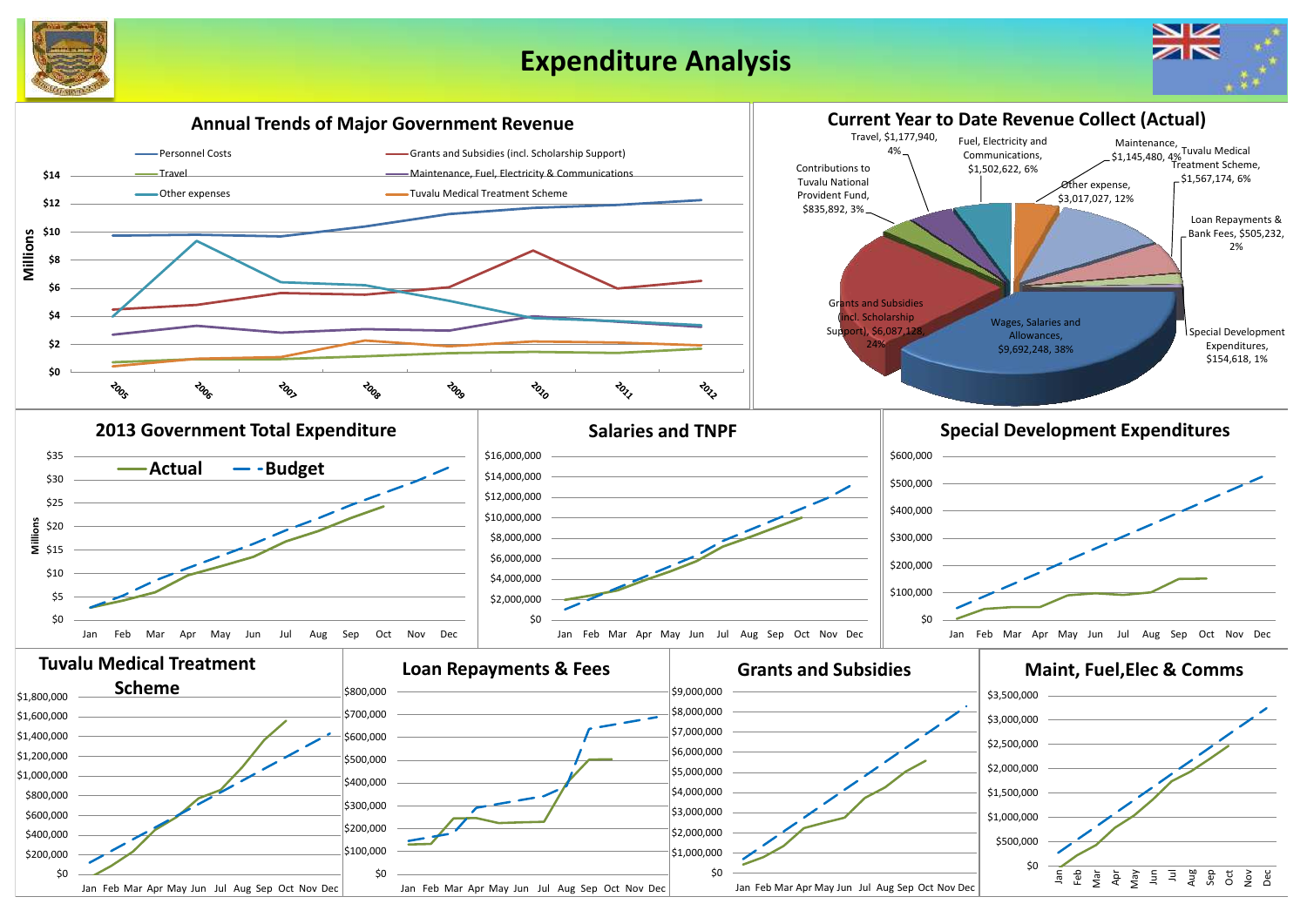# Expenditure Analysis

## Annual Trends of Major Government Revenue

Legend: Personnel Costs; Grants and Subsidies (incl. Scholarship Support); Travel; Maintenance, Fuel, Electricity & Communications; Other expenses; Tuvalu Medical Treatment Scheme

Millions: $0, $2, $4, $6, $8, $10, $12, $14

Years: 2005, 2006, 2007, 2008, 2009, 2010, 2011, 2012

## Current Year to Date Revenue Collect (Actual)

- Travel, $1,177,940, 4%
- Fuel, Electricity and Communications, $1,502,622, 6%
- Maintenance, $1,145,480, 4%
- Tuvalu Medical Treatment Scheme, $1,567,174, 6%
- Contributions to Tuvalu National Provident Fund, $835,892, 3%
- Other expense, $3,017,027, 12%
- Loan Repayments & Bank Fees, $505,232, 2%
- Grants and Subsidies (incl. Scholarship Support), $6,087,128, 24%
- Wages, Salaries and Allowances, $9,692,248, 38%
- Special Development Expenditures, $154,618, 1%

## 2013 Government Total Expenditure

Legend: Actual; Budget

Millions: $0, $5, $10, $15, $20, $25, $30, $35

Jan Feb Mar Apr May Jun Jul Aug Sep Oct Nov Dec

## Salaries and TNPF

$0, $2,000,000, $4,000,000, $6,000,000, $8,000,000, $10,000,000, $12,000,000, $14,000,000, $16,000,000

Jan Feb Mar Apr May Jun Jul Aug Sep Oct Nov Dec

## Special Development Expenditures

$0, $100,000, $200,000, $300,000, $400,000, $500,000, $600,000

Jan Feb Mar Apr May Jun Jul Aug Sep Oct Nov Dec

## Tuvalu Medical Treatment Scheme

$0, $200,000, $400,000, $600,000, $800,000, $1,000,000, $1,200,000, $1,400,000, $1,600,000, $1,800,000

Jan Feb Mar Apr May Jun Jul Aug Sep Oct Nov Dec

## Loan Repayments & Fees

$0, $100,000, $200,000, $300,000, $400,000, $500,000, $600,000, $700,000, $800,000

Jan Feb Mar Apr May Jun Jul Aug Sep Oct Nov Dec

## Grants and Subsidies

$0, $1,000,000, $2,000,000, $3,000,000, $4,000,000, $5,000,000, $6,000,000, $7,000,000, $8,000,000, $9,000,000

Jan Feb Mar Apr May Jun Jul Aug Sep Oct Nov Dec

## Maint, Fuel,Elec & Comms

$0, $500,000, $1,000,000, $1,500,000, $2,000,000, $2,500,000, $3,000,000, $3,500,000

Jan Feb Mar Apr May Jun Jul Aug Sep Oct Nov Dec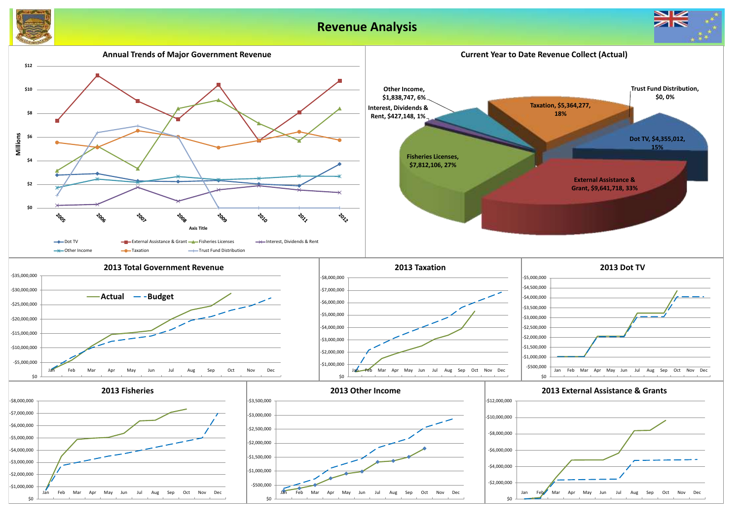# Revenue Analysis

## Annual Trends of Major Government Revenue

Millions

$12, $10, $8, $6, $4, $2, $0

2005, 2006, 2007, 2008, 2009, 2010, 2011, 2012

Axis Title

Dot TV, External Assistance & Grant, Fisheries Licenses, Interest, Dividends & Rent, Other Income, Taxation, Trust Fund Distribution

## Current Year to Date Revenue Collect (Actual)

- Other Income, $1,838,747, 6%
- Interest, Dividends & Rent, $427,148, 1%
- Taxation, $5,364,277, 18%
- Trust Fund Distribution, $0, 0%
- Dot TV, $4,355,012, 15%
- Fisheries Licenses, $7,812,106, 27%
- External Assistance & Grant, $9,641,718, 33%

## 2013 Total Government Revenue

Actual — Budget

-$35,000,000, -$30,000,000, -$25,000,000, -$20,000,000, -$15,000,000, -$10,000,000, -$5,000,000, $0

Jan, Feb, Mar, Apr, May, Jun, Jul, Aug, Sep, Oct, Nov, Dec

## 2013 Taxation

-$8,000,000, -$7,000,000, -$6,000,000, -$5,000,000, -$4,000,000, -$3,000,000, -$2,000,000, -$1,000,000, $0

Jan, Feb, Mar, Apr, May, Jun, Jul, Aug, Sep, Oct, Nov, Dec

## 2013 Dot TV

-$5,000,000, -$4,500,000, -$4,000,000, -$3,500,000, -$3,000,000, -$2,500,000, -$2,000,000, -$1,500,000, -$1,000,000, -$500,000, $0

Jan, Feb, Mar, Apr, May, Jun, Jul, Aug, Sep, Oct, Nov, Dec

## 2013 Fisheries

-$8,000,000, -$7,000,000, -$6,000,000, -$5,000,000, -$4,000,000, -$3,000,000, -$2,000,000, -$1,000,000, $0

Jan, Feb, Mar, Apr, May, Jun, Jul, Aug, Sep, Oct, Nov, Dec

## 2013 Other Income

-$3,500,000, -$3,000,000, -$2,500,000, -$2,000,000, -$1,500,000, -$1,000,000, -$500,000, $0

Jan, Feb, Mar, Apr, May, Jun, Jul, Aug, Sep, Oct, Nov, Dec

## 2013 External Assistance & Grants

-$12,000,000, -$10,000,000, -$8,000,000, -$6,000,000, -$4,000,000, -$2,000,000, $0

Jan, Feb, Mar, Apr, May, Jun, Jul, Aug, Sep, Oct, Nov, Dec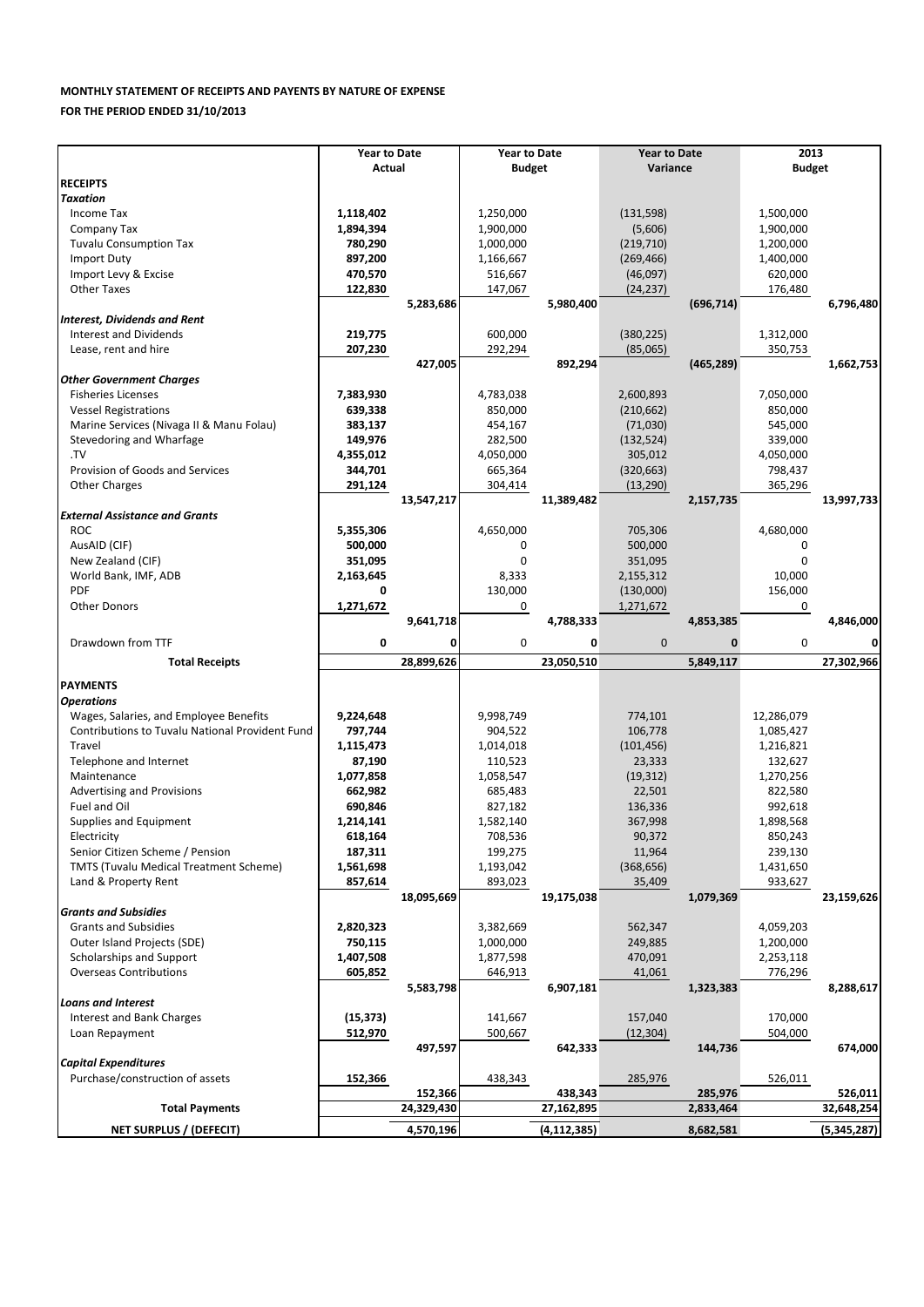**MONTHLY STATEMENT OF RECEIPTS AND PAYENTS BY NATURE OF EXPENSE**

**FOR THE PERIOD ENDED 31/10/2013**

| | Year to Date Actual | | Year to Date Budget | | Year to Date Variance | | 2013 Budget | |
|---|---|---|---|---|---|---|---|---|
| **RECEIPTS** | | | | | | | | |
| ***Taxation*** | | | | | | | | |
| Income Tax | **1,118,402** | | 1,250,000 | | (131,598) | | 1,500,000 | |
| Company Tax | **1,894,394** | | 1,900,000 | | (5,606) | | 1,900,000 | |
| Tuvalu Consumption Tax | **780,290** | | 1,000,000 | | (219,710) | | 1,200,000 | |
| Import Duty | **897,200** | | 1,166,667 | | (269,466) | | 1,400,000 | |
| Import Levy & Excise | **470,570** | | 516,667 | | (46,097) | | 620,000 | |
| Other Taxes | **122,830** | | 147,067 | | (24,237) | | 176,480 | |
| | | **5,283,686** | | **5,980,400** | | **(696,714)** | | **6,796,480** |
| ***Interest, Dividends and Rent*** | | | | | | | | |
| Interest and Dividends | **219,775** | | 600,000 | | (380,225) | | 1,312,000 | |
| Lease, rent and hire | **207,230** | | 292,294 | | (85,065) | | 350,753 | |
| | | **427,005** | | **892,294** | | **(465,289)** | | **1,662,753** |
| ***Other Government Charges*** | | | | | | | | |
| Fisheries Licenses | **7,383,930** | | 4,783,038 | | 2,600,893 | | 7,050,000 | |
| Vessel Registrations | **639,338** | | 850,000 | | (210,662) | | 850,000 | |
| Marine Services (Nivaga II & Manu Folau) | **383,137** | | 454,167 | | (71,030) | | 545,000 | |
| Stevedoring and Wharfage | **149,976** | | 282,500 | | (132,524) | | 339,000 | |
| .TV | **4,355,012** | | 4,050,000 | | 305,012 | | 4,050,000 | |
| Provision of Goods and Services | **344,701** | | 665,364 | | (320,663) | | 798,437 | |
| Other Charges | **291,124** | | 304,414 | | (13,290) | | 365,296 | |
| | | **13,547,217** | | **11,389,482** | | **2,157,735** | | **13,997,733** |
| ***External Assistance and Grants*** | | | | | | | | |
| ROC | **5,355,306** | | 4,650,000 | | 705,306 | | 4,680,000 | |
| AusAID (CIF) | **500,000** | | 0 | | 500,000 | | 0 | |
| New Zealand (CIF) | **351,095** | | 0 | | 351,095 | | 0 | |
| World Bank, IMF, ADB | **2,163,645** | | 8,333 | | 2,155,312 | | 10,000 | |
| PDF | **0** | | 130,000 | | (130,000) | | 156,000 | |
| Other Donors | **1,271,672** | | 0 | | 1,271,672 | | 0 | |
| | | **9,641,718** | | **4,788,333** | | **4,853,385** | | **4,846,000** |
| Drawdown from TTF | **0** | **0** | 0 | **0** | 0 | **0** | 0 | **0** |
| **Total Receipts** | | **28,899,626** | | **23,050,510** | | **5,849,117** | | **27,302,966** |
| **PAYMENTS** | | | | | | | | |
| ***Operations*** | | | | | | | | |
| Wages, Salaries, and Employee Benefits | **9,224,648** | | 9,998,749 | | 774,101 | | 12,286,079 | |
| Contributions to Tuvalu National Provident Fund | **797,744** | | 904,522 | | 106,778 | | 1,085,427 | |
| Travel | **1,115,473** | | 1,014,018 | | (101,456) | | 1,216,821 | |
| Telephone and Internet | **87,190** | | 110,523 | | 23,333 | | 132,627 | |
| Maintenance | **1,077,858** | | 1,058,547 | | (19,312) | | 1,270,256 | |
| Advertising and Provisions | **662,982** | | 685,483 | | 22,501 | | 822,580 | |
| Fuel and Oil | **690,846** | | 827,182 | | 136,336 | | 992,618 | |
| Supplies and Equipment | **1,214,141** | | 1,582,140 | | 367,998 | | 1,898,568 | |
| Electricity | **618,164** | | 708,536 | | 90,372 | | 850,243 | |
| Senior Citizen Scheme / Pension | **187,311** | | 199,275 | | 11,964 | | 239,130 | |
| TMTS (Tuvalu Medical Treatment Scheme) | **1,561,698** | | 1,193,042 | | (368,656) | | 1,431,650 | |
| Land & Property Rent | **857,614** | | 893,023 | | 35,409 | | 933,627 | |
| | | **18,095,669** | | **19,175,038** | | **1,079,369** | | **23,159,626** |
| ***Grants and Subsidies*** | | | | | | | | |
| Grants and Subsidies | **2,820,323** | | 3,382,669 | | 562,347 | | 4,059,203 | |
| Outer Island Projects (SDE) | **750,115** | | 1,000,000 | | 249,885 | | 1,200,000 | |
| Scholarships and Support | **1,407,508** | | 1,877,598 | | 470,091 | | 2,253,118 | |
| Overseas Contributions | **605,852** | | 646,913 | | 41,061 | | 776,296 | |
| | | **5,583,798** | | **6,907,181** | | **1,323,383** | | **8,288,617** |
| ***Loans and Interest*** | | | | | | | | |
| Interest and Bank Charges | **(15,373)** | | 141,667 | | 157,040 | | 170,000 | |
| Loan Repayment | **512,970** | | 500,667 | | (12,304) | | 504,000 | |
| | | **497,597** | | **642,333** | | **144,736** | | **674,000** |
| ***Capital Expenditures*** | | | | | | | | |
| Purchase/construction of assets | **152,366** | | 438,343 | | 285,976 | | 526,011 | |
| | | **152,366** | | **438,343** | | **285,976** | | **526,011** |
| **Total Payments** | | **24,329,430** | | **27,162,895** | | **2,833,464** | | **32,648,254** |
| **NET SURPLUS / (DEFECIT)** | | **4,570,196** | | **(4,112,385)** | | **8,682,581** | | **(5,345,287)** |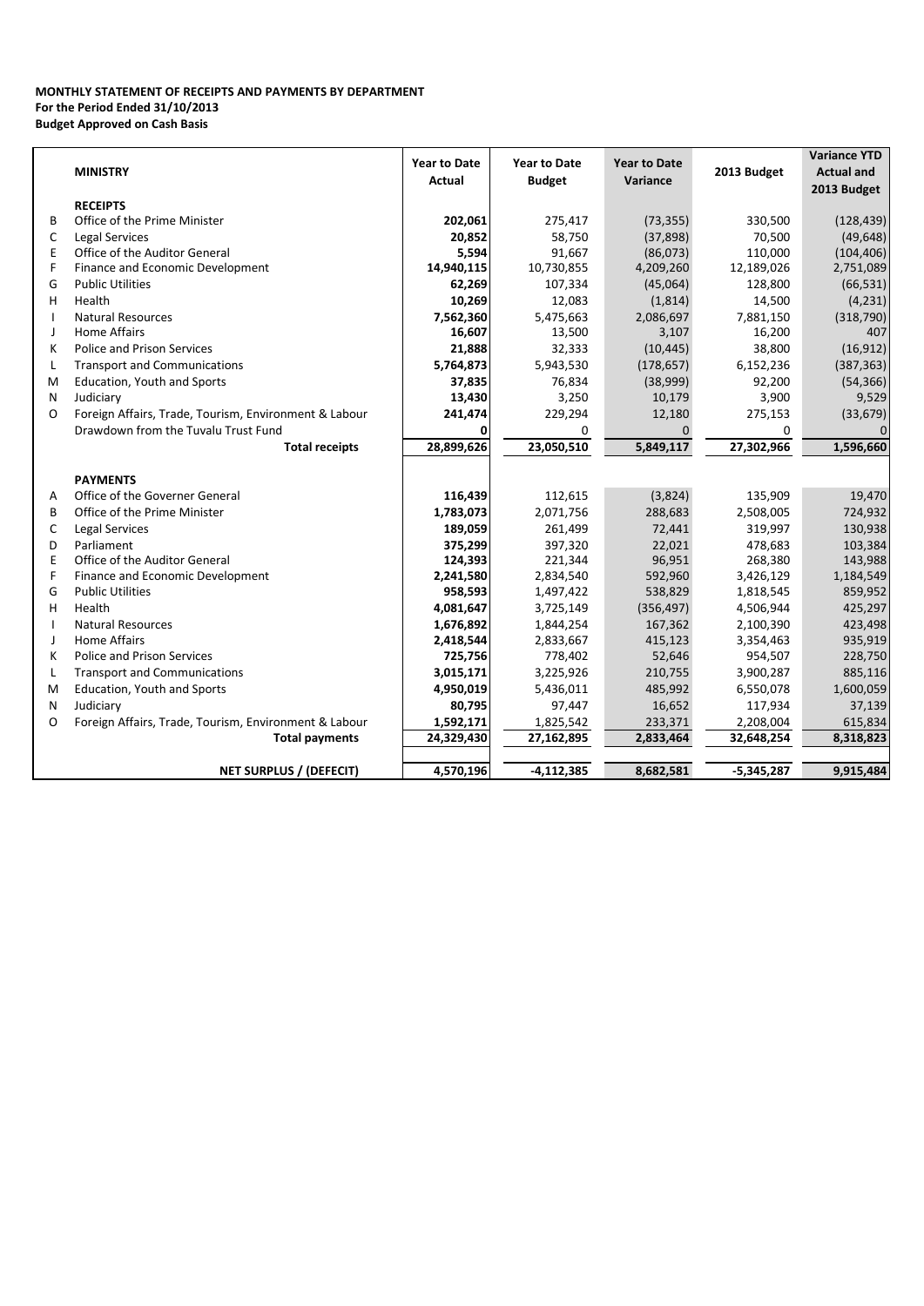**MONTHLY STATEMENT OF RECEIPTS AND PAYMENTS BY DEPARTMENT**
**For the Period Ended 31/10/2013**
**Budget Approved on Cash Basis**

| | MINISTRY | Year to Date Actual | Year to Date Budget | Year to Date Variance | 2013 Budget | Variance YTD Actual and 2013 Budget |
|---|---|---|---|---|---|---|
| | **RECEIPTS** | | | | | |
| B | Office of the Prime Minister | **202,061** | 275,417 | (73,355) | 330,500 | (128,439) |
| C | Legal Services | **20,852** | 58,750 | (37,898) | 70,500 | (49,648) |
| E | Office of the Auditor General | **5,594** | 91,667 | (86,073) | 110,000 | (104,406) |
| F | Finance and Economic Development | **14,940,115** | 10,730,855 | 4,209,260 | 12,189,026 | 2,751,089 |
| G | Public Utilities | **62,269** | 107,334 | (45,064) | 128,800 | (66,531) |
| H | Health | **10,269** | 12,083 | (1,814) | 14,500 | (4,231) |
| I | Natural Resources | **7,562,360** | 5,475,663 | 2,086,697 | 7,881,150 | (318,790) |
| J | Home Affairs | **16,607** | 13,500 | 3,107 | 16,200 | 407 |
| K | Police and Prison Services | **21,888** | 32,333 | (10,445) | 38,800 | (16,912) |
| L | Transport and Communications | **5,764,873** | 5,943,530 | (178,657) | 6,152,236 | (387,363) |
| M | Education, Youth and Sports | **37,835** | 76,834 | (38,999) | 92,200 | (54,366) |
| N | Judiciary | **13,430** | 3,250 | 10,179 | 3,900 | 9,529 |
| O | Foreign Affairs, Trade, Tourism, Environment & Labour | **241,474** | 229,294 | 12,180 | 275,153 | (33,679) |
| | Drawdown from the Tuvalu Trust Fund | **0** | 0 | 0 | 0 | 0 |
| | **Total receipts** | **28,899,626** | **23,050,510** | **5,849,117** | **27,302,966** | **1,596,660** |
| | **PAYMENTS** | | | | | |
| A | Office of the Governer General | **116,439** | 112,615 | (3,824) | 135,909 | 19,470 |
| B | Office of the Prime Minister | **1,783,073** | 2,071,756 | 288,683 | 2,508,005 | 724,932 |
| C | Legal Services | **189,059** | 261,499 | 72,441 | 319,997 | 130,938 |
| D | Parliament | **375,299** | 397,320 | 22,021 | 478,683 | 103,384 |
| E | Office of the Auditor General | **124,393** | 221,344 | 96,951 | 268,380 | 143,988 |
| F | Finance and Economic Development | **2,241,580** | 2,834,540 | 592,960 | 3,426,129 | 1,184,549 |
| G | Public Utilities | **958,593** | 1,497,422 | 538,829 | 1,818,545 | 859,952 |
| H | Health | **4,081,647** | 3,725,149 | (356,497) | 4,506,944 | 425,297 |
| I | Natural Resources | **1,676,892** | 1,844,254 | 167,362 | 2,100,390 | 423,498 |
| J | Home Affairs | **2,418,544** | 2,833,667 | 415,123 | 3,354,463 | 935,919 |
| K | Police and Prison Services | **725,756** | 778,402 | 52,646 | 954,507 | 228,750 |
| L | Transport and Communications | **3,015,171** | 3,225,926 | 210,755 | 3,900,287 | 885,116 |
| M | Education, Youth and Sports | **4,950,019** | 5,436,011 | 485,992 | 6,550,078 | 1,600,059 |
| N | Judiciary | **80,795** | 97,447 | 16,652 | 117,934 | 37,139 |
| O | Foreign Affairs, Trade, Tourism, Environment & Labour | **1,592,171** | 1,825,542 | 233,371 | 2,208,004 | 615,834 |
| | **Total payments** | **24,329,430** | **27,162,895** | **2,833,464** | **32,648,254** | **8,318,823** |
| | **NET SURPLUS / (DEFECIT)** | **4,570,196** | **-4,112,385** | **8,682,581** | **-5,345,287** | **9,915,484** |